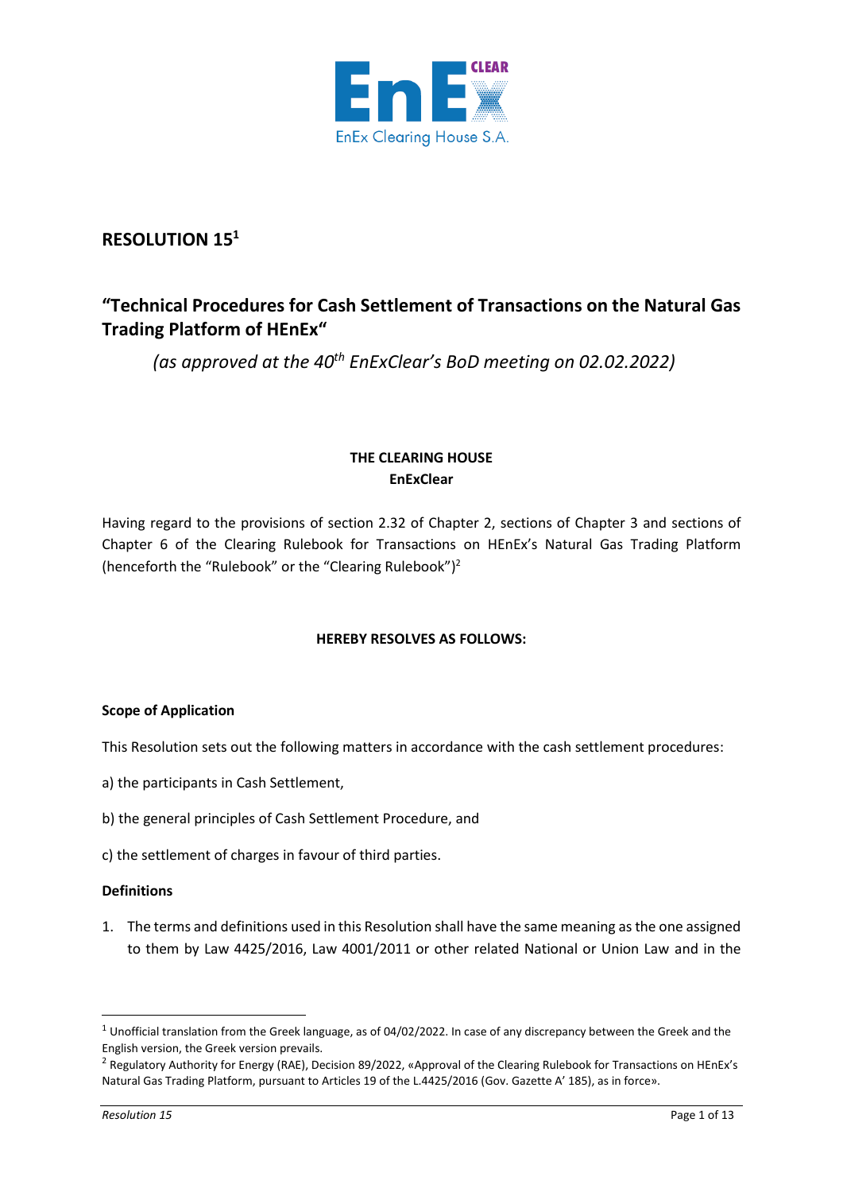# RESOLUTION 15[1]

## "Technical Procedures for Cash Settlement of Transactions on the Natural Gas Trading Platform of HEnEx"

*(as approved at the 40th EnExClear's BoD meeting on 02.02.2022)*

**THE CLEARING HOUSE**
**EnExClear**

Having regard to the provisions of section 2.32 of Chapter 2, sections of Chapter 3 and sections of Chapter 6 of the Clearing Rulebook for Transactions on HEnEx's Natural Gas Trading Platform (henceforth the "Rulebook" or the "Clearing Rulebook")[2]

**HEREBY RESOLVES AS FOLLOWS:**

**Scope of Application**

This Resolution sets out the following matters in accordance with the cash settlement procedures:

a) the participants in Cash Settlement,

b) the general principles of Cash Settlement Procedure, and

c) the settlement of charges in favour of third parties.

**Definitions**

1. The terms and definitions used in this Resolution shall have the same meaning as the one assigned to them by Law 4425/2016, Law 4001/2011 or other related National or Union Law and in the

---

[1] Unofficial translation from the Greek language, as of 04/02/2022. In case of any discrepancy between the Greek and the English version, the Greek version prevails.

[2] Regulatory Authority for Energy (RAE), Decision 89/2022, «Approval of the Clearing Rulebook for Transactions on HEnEx's Natural Gas Trading Platform, pursuant to Articles 19 of the L.4425/2016 (Gov. Gazette A' 185), as in force».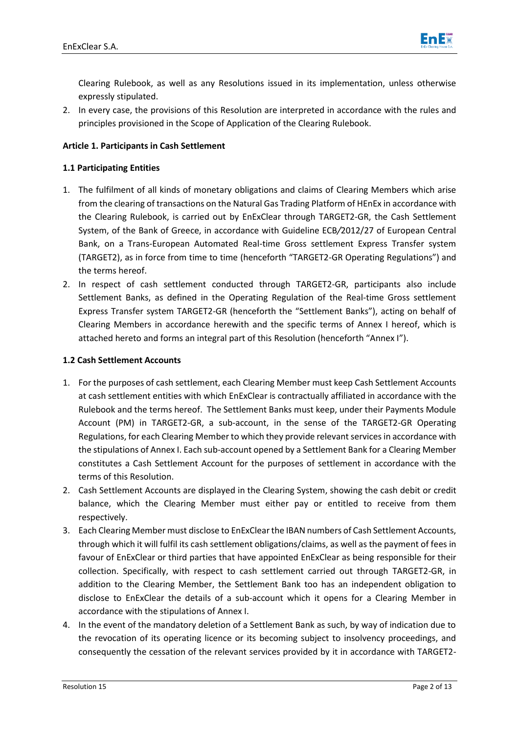Clearing Rulebook, as well as any Resolutions issued in its implementation, unless otherwise expressly stipulated.

2. In every case, the provisions of this Resolution are interpreted in accordance with the rules and principles provisioned in the Scope of Application of the Clearing Rulebook.

**Article 1. Participants in Cash Settlement**

**1.1 Participating Entities**

1. The fulfilment of all kinds of monetary obligations and claims of Clearing Members which arise from the clearing of transactions on the Natural Gas Trading Platform of HEnEx in accordance with the Clearing Rulebook, is carried out by EnExClear through TARGET2-GR, the Cash Settlement System, of the Bank of Greece, in accordance with Guideline ECB/2012/27 of European Central Bank, on a Trans-European Automated Real-time Gross settlement Express Transfer system (TARGET2), as in force from time to time (henceforth "TARGET2-GR Operating Regulations") and the terms hereof.
2. In respect of cash settlement conducted through TARGET2-GR, participants also include Settlement Banks, as defined in the Operating Regulation of the Real-time Gross settlement Express Transfer system TARGET2-GR (henceforth the "Settlement Banks"), acting on behalf of Clearing Members in accordance herewith and the specific terms of Annex I hereof, which is attached hereto and forms an integral part of this Resolution (henceforth "Annex I").

**1.2 Cash Settlement Accounts**

1. For the purposes of cash settlement, each Clearing Member must keep Cash Settlement Accounts at cash settlement entities with which EnExClear is contractually affiliated in accordance with the Rulebook and the terms hereof. The Settlement Banks must keep, under their Payments Module Account (PM) in TARGET2-GR, a sub-account, in the sense of the TARGET2-GR Operating Regulations, for each Clearing Member to which they provide relevant services in accordance with the stipulations of Annex I. Each sub-account opened by a Settlement Bank for a Clearing Member constitutes a Cash Settlement Account for the purposes of settlement in accordance with the terms of this Resolution.
2. Cash Settlement Accounts are displayed in the Clearing System, showing the cash debit or credit balance, which the Clearing Member must either pay or entitled to receive from them respectively.
3. Each Clearing Member must disclose to EnExClear the IBAN numbers of Cash Settlement Accounts, through which it will fulfil its cash settlement obligations/claims, as well as the payment of fees in favour of EnExClear or third parties that have appointed EnExClear as being responsible for their collection. Specifically, with respect to cash settlement carried out through TARGET2-GR, in addition to the Clearing Member, the Settlement Bank too has an independent obligation to disclose to EnExClear the details of a sub-account which it opens for a Clearing Member in accordance with the stipulations of Annex I.
4. In the event of the mandatory deletion of a Settlement Bank as such, by way of indication due to the revocation of its operating licence or its becoming subject to insolvency proceedings, and consequently the cessation of the relevant services provided by it in accordance with TARGET2-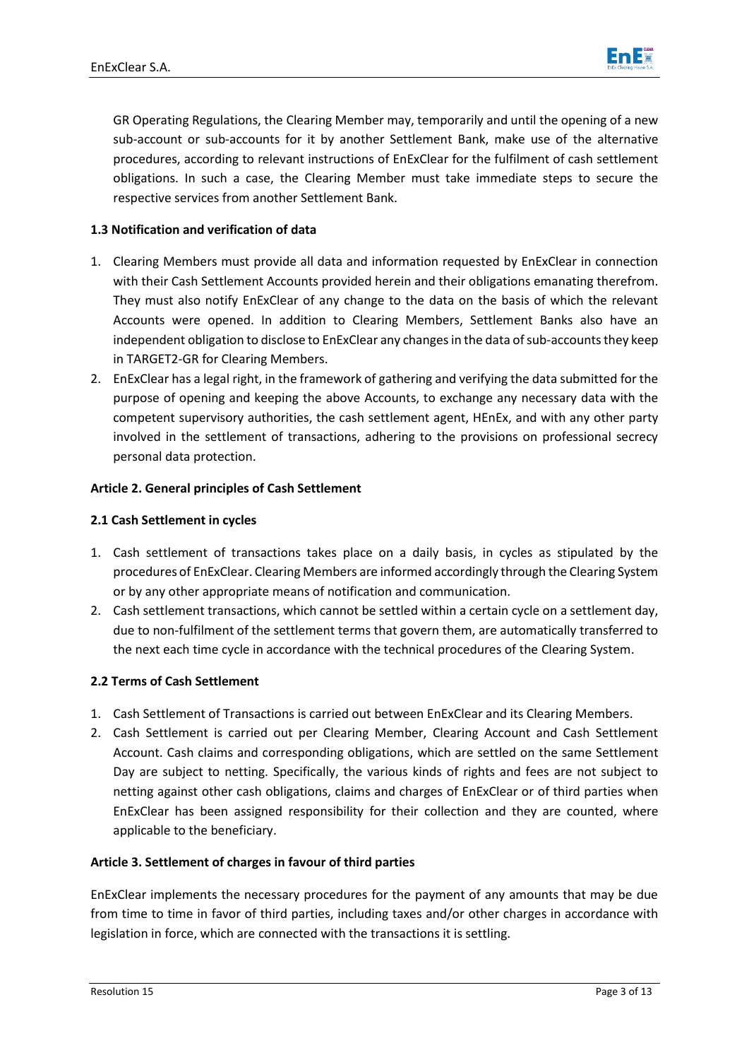GR Operating Regulations, the Clearing Member may, temporarily and until the opening of a new sub-account or sub-accounts for it by another Settlement Bank, make use of the alternative procedures, according to relevant instructions of EnExClear for the fulfilment of cash settlement obligations. In such a case, the Clearing Member must take immediate steps to secure the respective services from another Settlement Bank.

### 1.3 Notification and verification of data

1. Clearing Members must provide all data and information requested by EnExClear in connection with their Cash Settlement Accounts provided herein and their obligations emanating therefrom. They must also notify EnExClear of any change to the data on the basis of which the relevant Accounts were opened. In addition to Clearing Members, Settlement Banks also have an independent obligation to disclose to EnExClear any changes in the data of sub-accounts they keep in TARGET2-GR for Clearing Members.
2. EnExClear has a legal right, in the framework of gathering and verifying the data submitted for the purpose of opening and keeping the above Accounts, to exchange any necessary data with the competent supervisory authorities, the cash settlement agent, HEnEx, and with any other party involved in the settlement of transactions, adhering to the provisions on professional secrecy personal data protection.

## Article 2. General principles of Cash Settlement

### 2.1 Cash Settlement in cycles

1. Cash settlement of transactions takes place on a daily basis, in cycles as stipulated by the procedures of EnExClear. Clearing Members are informed accordingly through the Clearing System or by any other appropriate means of notification and communication.
2. Cash settlement transactions, which cannot be settled within a certain cycle on a settlement day, due to non-fulfilment of the settlement terms that govern them, are automatically transferred to the next each time cycle in accordance with the technical procedures of the Clearing System.

### 2.2 Terms of Cash Settlement

1. Cash Settlement of Transactions is carried out between EnExClear and its Clearing Members.
2. Cash Settlement is carried out per Clearing Member, Clearing Account and Cash Settlement Account. Cash claims and corresponding obligations, which are settled on the same Settlement Day are subject to netting. Specifically, the various kinds of rights and fees are not subject to netting against other cash obligations, claims and charges of EnExClear or of third parties when EnExClear has been assigned responsibility for their collection and they are counted, where applicable to the beneficiary.

## Article 3. Settlement of charges in favour of third parties

EnExClear implements the necessary procedures for the payment of any amounts that may be due from time to time in favor of third parties, including taxes and/or other charges in accordance with legislation in force, which are connected with the transactions it is settling.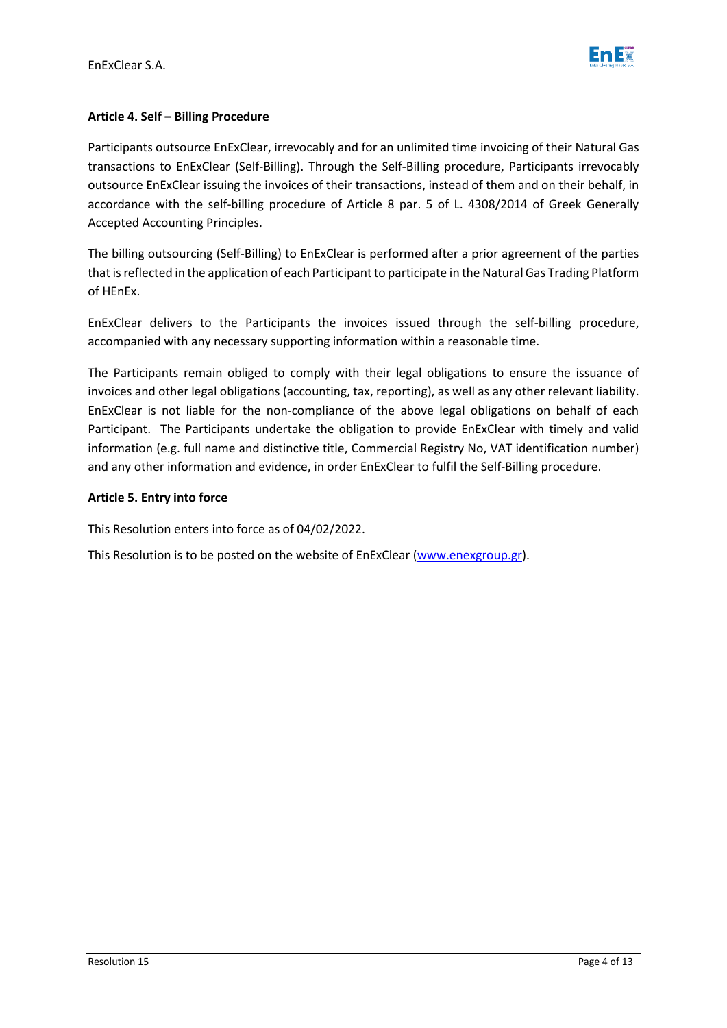**Article 4. Self – Billing Procedure**

Participants outsource EnExClear, irrevocably and for an unlimited time invoicing of their Natural Gas transactions to EnExClear (Self-Billing). Through the Self-Billing procedure, Participants irrevocably outsource EnExClear issuing the invoices of their transactions, instead of them and on their behalf, in accordance with the self-billing procedure of Article 8 par. 5 of L. 4308/2014 of Greek Generally Accepted Accounting Principles.

The billing outsourcing (Self-Billing) to EnExClear is performed after a prior agreement of the parties that is reflected in the application of each Participant to participate in the Natural Gas Trading Platform of HEnEx.

EnExClear delivers to the Participants the invoices issued through the self-billing procedure, accompanied with any necessary supporting information within a reasonable time.

The Participants remain obliged to comply with their legal obligations to ensure the issuance of invoices and other legal obligations (accounting, tax, reporting), as well as any other relevant liability. EnExClear is not liable for the non-compliance of the above legal obligations on behalf of each Participant. The Participants undertake the obligation to provide EnExClear with timely and valid information (e.g. full name and distinctive title, Commercial Registry No, VAT identification number) and any other information and evidence, in order EnExClear to fulfil the Self-Billing procedure.

**Article 5. Entry into force**

This Resolution enters into force as of 04/02/2022.

This Resolution is to be posted on the website of EnExClear (www.enexgroup.gr).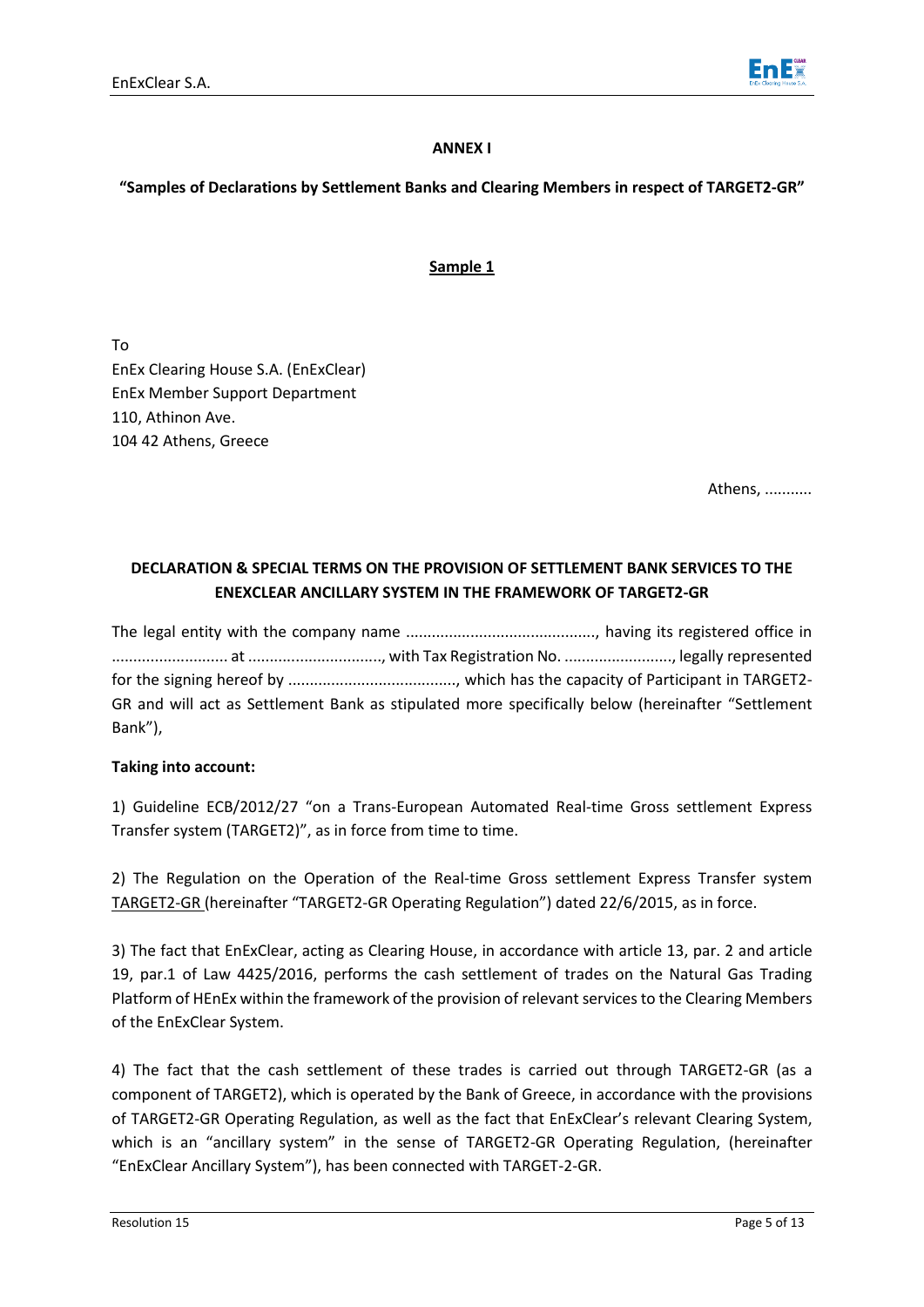**ANNEX I**

**"Samples of Declarations by Settlement Banks and Clearing Members in respect of TARGET2-GR"**

**Sample 1**

To
EnEx Clearing House S.A. (EnExClear)
EnEx Member Support Department
110, Athinon Ave.
104 42 Athens, Greece

Athens, ...........

**DECLARATION & SPECIAL TERMS ON THE PROVISION OF SETTLEMENT BANK SERVICES TO THE ENEXCLEAR ANCILLARY SYSTEM IN THE FRAMEWORK OF TARGET2-GR**

The legal entity with the company name ..........................................., having its registered office in .......................... at .............................., with Tax Registration No. ........................, legally represented for the signing hereof by ......................................, which has the capacity of Participant in TARGET2-GR and will act as Settlement Bank as stipulated more specifically below (hereinafter "Settlement Bank"),

**Taking into account:**

1) Guideline ECB/2012/27 "on a Trans-European Automated Real-time Gross settlement Express Transfer system (TARGET2)", as in force from time to time.

2) The Regulation on the Operation of the Real-time Gross settlement Express Transfer system TARGET2-GR (hereinafter "TARGET2-GR Operating Regulation") dated 22/6/2015, as in force.

3) The fact that EnExClear, acting as Clearing House, in accordance with article 13, par. 2 and article 19, par.1 of Law 4425/2016, performs the cash settlement of trades on the Natural Gas Trading Platform of HEnEx within the framework of the provision of relevant services to the Clearing Members of the EnExClear System.

4) The fact that the cash settlement of these trades is carried out through TARGET2-GR (as a component of TARGET2), which is operated by the Bank of Greece, in accordance with the provisions of TARGET2-GR Operating Regulation, as well as the fact that EnExClear's relevant Clearing System, which is an "ancillary system" in the sense of TARGET2-GR Operating Regulation, (hereinafter "EnExClear Ancillary System"), has been connected with TARGET-2-GR.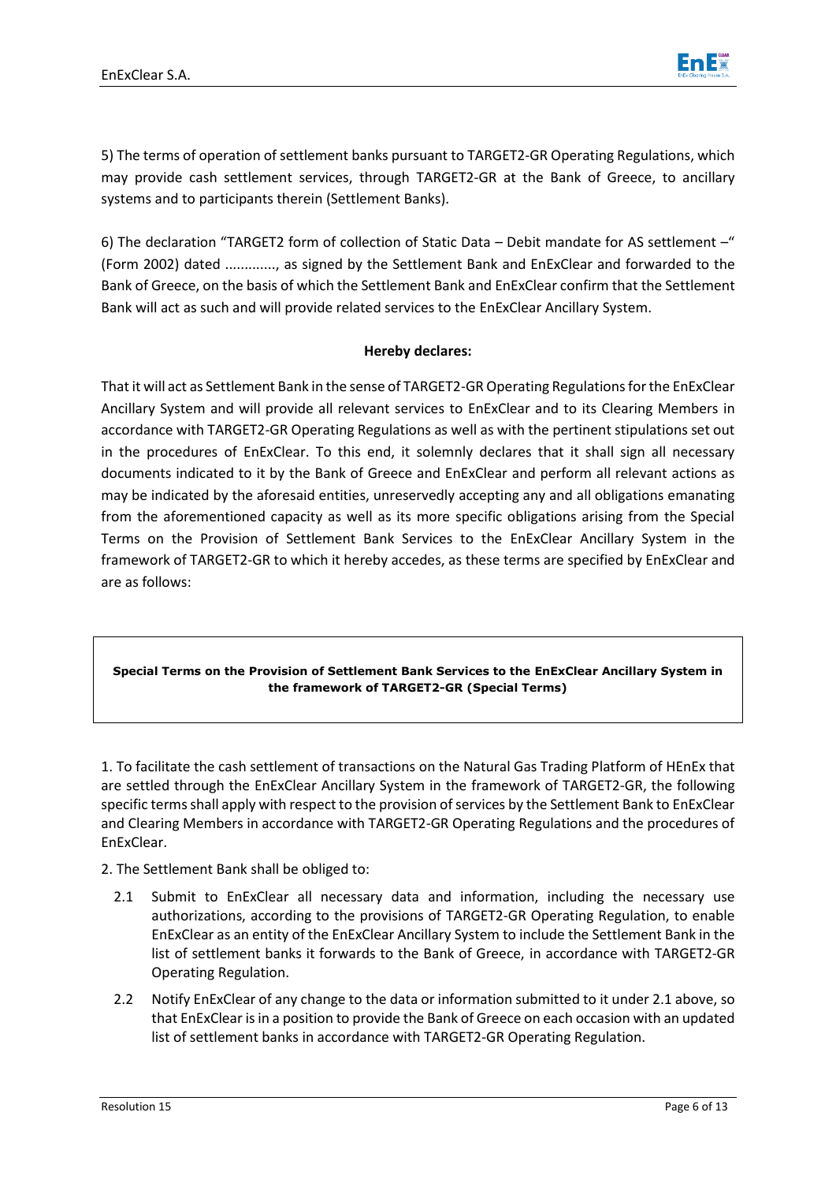5) The terms of operation of settlement banks pursuant to TARGET2-GR Operating Regulations, which may provide cash settlement services, through TARGET2-GR at the Bank of Greece, to ancillary systems and to participants therein (Settlement Banks).

6) The declaration "TARGET2 form of collection of Static Data – Debit mandate for AS settlement –" (Form 2002) dated ............, as signed by the Settlement Bank and EnExClear and forwarded to the Bank of Greece, on the basis of which the Settlement Bank and EnExClear confirm that the Settlement Bank will act as such and will provide related services to the EnExClear Ancillary System.

**Hereby declares:**

That it will act as Settlement Bank in the sense of TARGET2-GR Operating Regulations for the EnExClear Ancillary System and will provide all relevant services to EnExClear and to its Clearing Members in accordance with TARGET2-GR Operating Regulations as well as with the pertinent stipulations set out in the procedures of EnExClear. To this end, it solemnly declares that it shall sign all necessary documents indicated to it by the Bank of Greece and EnExClear and perform all relevant actions as may be indicated by the aforesaid entities, unreservedly accepting any and all obligations emanating from the aforementioned capacity as well as its more specific obligations arising from the Special Terms on the Provision of Settlement Bank Services to the EnExClear Ancillary System in the framework of TARGET2-GR to which it hereby accedes, as these terms are specified by EnExClear and are as follows:

**Special Terms on the Provision of Settlement Bank Services to the EnExClear Ancillary System in the framework of TARGET2-GR (Special Terms)**

1. To facilitate the cash settlement of transactions on the Natural Gas Trading Platform of HEnEx that are settled through the EnExClear Ancillary System in the framework of TARGET2-GR, the following specific terms shall apply with respect to the provision of services by the Settlement Bank to EnExClear and Clearing Members in accordance with TARGET2-GR Operating Regulations and the procedures of EnExClear.

2. The Settlement Bank shall be obliged to:

2.1 Submit to EnExClear all necessary data and information, including the necessary use authorizations, according to the provisions of TARGET2-GR Operating Regulation, to enable EnExClear as an entity of the EnExClear Ancillary System to include the Settlement Bank in the list of settlement banks it forwards to the Bank of Greece, in accordance with TARGET2-GR Operating Regulation.

2.2 Notify EnExClear of any change to the data or information submitted to it under 2.1 above, so that EnExClear is in a position to provide the Bank of Greece on each occasion with an updated list of settlement banks in accordance with TARGET2-GR Operating Regulation.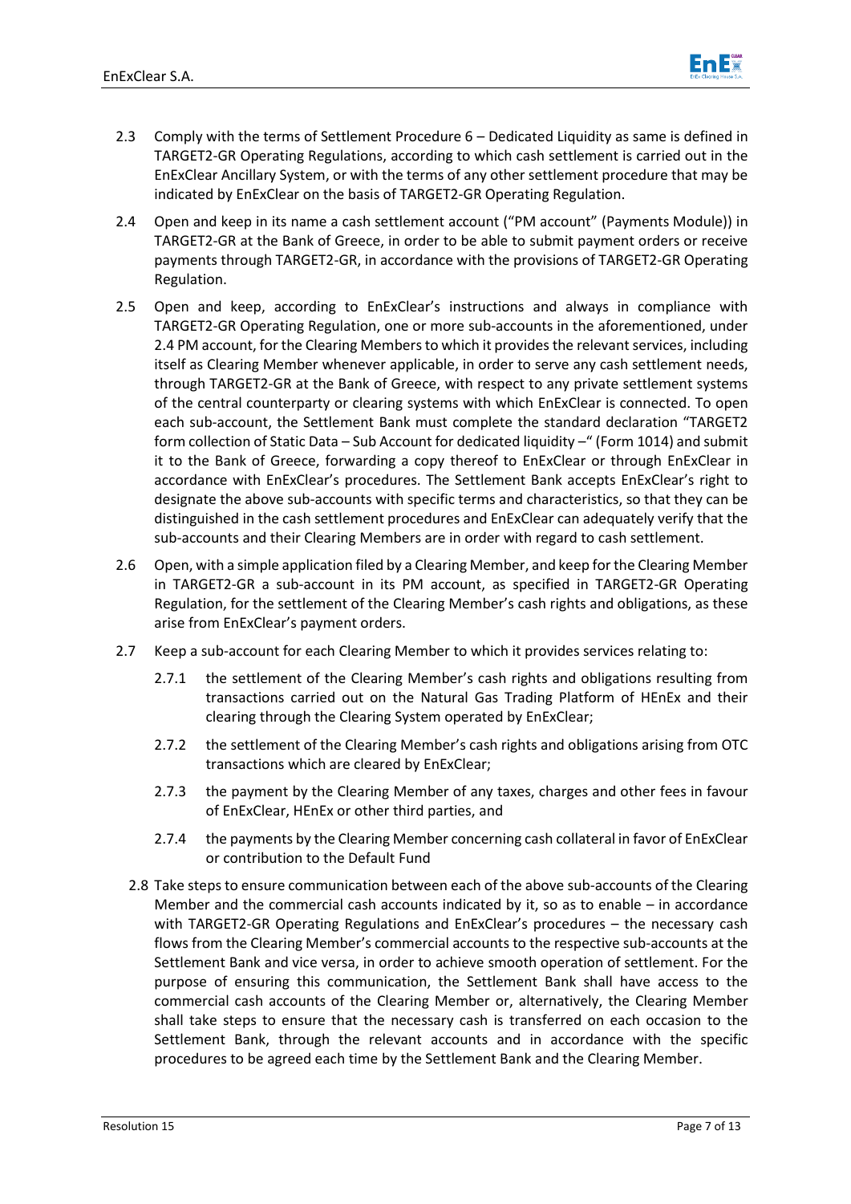2.3 Comply with the terms of Settlement Procedure 6 – Dedicated Liquidity as same is defined in TARGET2-GR Operating Regulations, according to which cash settlement is carried out in the EnExClear Ancillary System, or with the terms of any other settlement procedure that may be indicated by EnExClear on the basis of TARGET2-GR Operating Regulation.

2.4 Open and keep in its name a cash settlement account ("PM account" (Payments Module)) in TARGET2-GR at the Bank of Greece, in order to be able to submit payment orders or receive payments through TARGET2-GR, in accordance with the provisions of TARGET2-GR Operating Regulation.

2.5 Open and keep, according to EnExClear's instructions and always in compliance with TARGET2-GR Operating Regulation, one or more sub-accounts in the aforementioned, under 2.4 PM account, for the Clearing Members to which it provides the relevant services, including itself as Clearing Member whenever applicable, in order to serve any cash settlement needs, through TARGET2-GR at the Bank of Greece, with respect to any private settlement systems of the central counterparty or clearing systems with which EnExClear is connected. To open each sub-account, the Settlement Bank must complete the standard declaration "TARGET2 form collection of Static Data – Sub Account for dedicated liquidity –" (Form 1014) and submit it to the Bank of Greece, forwarding a copy thereof to EnExClear or through EnExClear in accordance with EnExClear's procedures. The Settlement Bank accepts EnExClear's right to designate the above sub-accounts with specific terms and characteristics, so that they can be distinguished in the cash settlement procedures and EnExClear can adequately verify that the sub-accounts and their Clearing Members are in order with regard to cash settlement.

2.6 Open, with a simple application filed by a Clearing Member, and keep for the Clearing Member in TARGET2-GR a sub-account in its PM account, as specified in TARGET2-GR Operating Regulation, for the settlement of the Clearing Member's cash rights and obligations, as these arise from EnExClear's payment orders.

2.7 Keep a sub-account for each Clearing Member to which it provides services relating to:

2.7.1 the settlement of the Clearing Member's cash rights and obligations resulting from transactions carried out on the Natural Gas Trading Platform of HEnEx and their clearing through the Clearing System operated by EnExClear;

2.7.2 the settlement of the Clearing Member's cash rights and obligations arising from OTC transactions which are cleared by EnExClear;

2.7.3 the payment by the Clearing Member of any taxes, charges and other fees in favour of EnExClear, HEnEx or other third parties, and

2.7.4 the payments by the Clearing Member concerning cash collateral in favor of EnExClear or contribution to the Default Fund

2.8 Take steps to ensure communication between each of the above sub-accounts of the Clearing Member and the commercial cash accounts indicated by it, so as to enable – in accordance with TARGET2-GR Operating Regulations and EnExClear's procedures – the necessary cash flows from the Clearing Member's commercial accounts to the respective sub-accounts at the Settlement Bank and vice versa, in order to achieve smooth operation of settlement. For the purpose of ensuring this communication, the Settlement Bank shall have access to the commercial cash accounts of the Clearing Member or, alternatively, the Clearing Member shall take steps to ensure that the necessary cash is transferred on each occasion to the Settlement Bank, through the relevant accounts and in accordance with the specific procedures to be agreed each time by the Settlement Bank and the Clearing Member.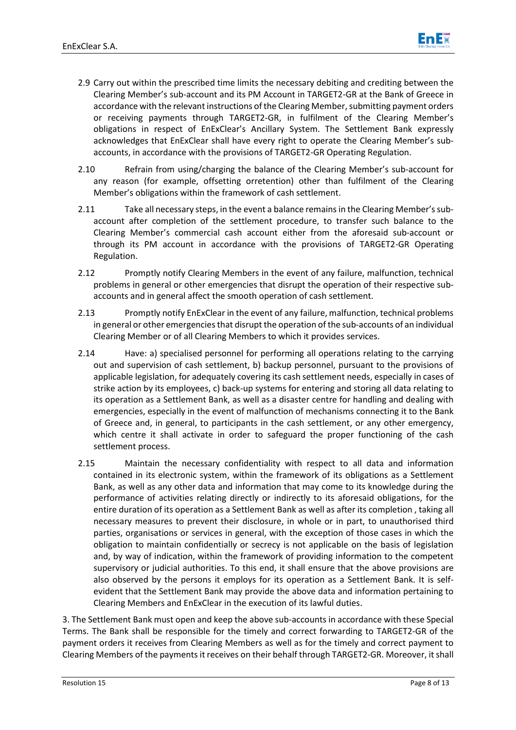2.9 Carry out within the prescribed time limits the necessary debiting and crediting between the Clearing Member's sub-account and its PM Account in TARGET2-GR at the Bank of Greece in accordance with the relevant instructions of the Clearing Member, submitting payment orders or receiving payments through TARGET2-GR, in fulfilment of the Clearing Member's obligations in respect of EnExClear's Ancillary System. The Settlement Bank expressly acknowledges that EnExClear shall have every right to operate the Clearing Member's sub-accounts, in accordance with the provisions of TARGET2-GR Operating Regulation.

2.10 Refrain from using/charging the balance of the Clearing Member's sub-account for any reason (for example, offsetting orretention) other than fulfilment of the Clearing Member's obligations within the framework of cash settlement.

2.11 Take all necessary steps, in the event a balance remains in the Clearing Member's sub-account after completion of the settlement procedure, to transfer such balance to the Clearing Member's commercial cash account either from the aforesaid sub-account or through its PM account in accordance with the provisions of TARGET2-GR Operating Regulation.

2.12 Promptly notify Clearing Members in the event of any failure, malfunction, technical problems in general or other emergencies that disrupt the operation of their respective sub-accounts and in general affect the smooth operation of cash settlement.

2.13 Promptly notify EnExClear in the event of any failure, malfunction, technical problems in general or other emergencies that disrupt the operation of the sub-accounts of an individual Clearing Member or of all Clearing Members to which it provides services.

2.14 Have: a) specialised personnel for performing all operations relating to the carrying out and supervision of cash settlement, b) backup personnel, pursuant to the provisions of applicable legislation, for adequately covering its cash settlement needs, especially in cases of strike action by its employees, c) back-up systems for entering and storing all data relating to its operation as a Settlement Bank, as well as a disaster centre for handling and dealing with emergencies, especially in the event of malfunction of mechanisms connecting it to the Bank of Greece and, in general, to participants in the cash settlement, or any other emergency, which centre it shall activate in order to safeguard the proper functioning of the cash settlement process.

2.15 Maintain the necessary confidentiality with respect to all data and information contained in its electronic system, within the framework of its obligations as a Settlement Bank, as well as any other data and information that may come to its knowledge during the performance of activities relating directly or indirectly to its aforesaid obligations, for the entire duration of its operation as a Settlement Bank as well as after its completion , taking all necessary measures to prevent their disclosure, in whole or in part, to unauthorised third parties, organisations or services in general, with the exception of those cases in which the obligation to maintain confidentially or secrecy is not applicable on the basis of legislation and, by way of indication, within the framework of providing information to the competent supervisory or judicial authorities. To this end, it shall ensure that the above provisions are also observed by the persons it employs for its operation as a Settlement Bank. It is self-evident that the Settlement Bank may provide the above data and information pertaining to Clearing Members and EnExClear in the execution of its lawful duties.

3. The Settlement Bank must open and keep the above sub-accounts in accordance with these Special Terms. The Bank shall be responsible for the timely and correct forwarding to TARGET2-GR of the payment orders it receives from Clearing Members as well as for the timely and correct payment to Clearing Members of the payments it receives on their behalf through TARGET2-GR. Moreover, it shall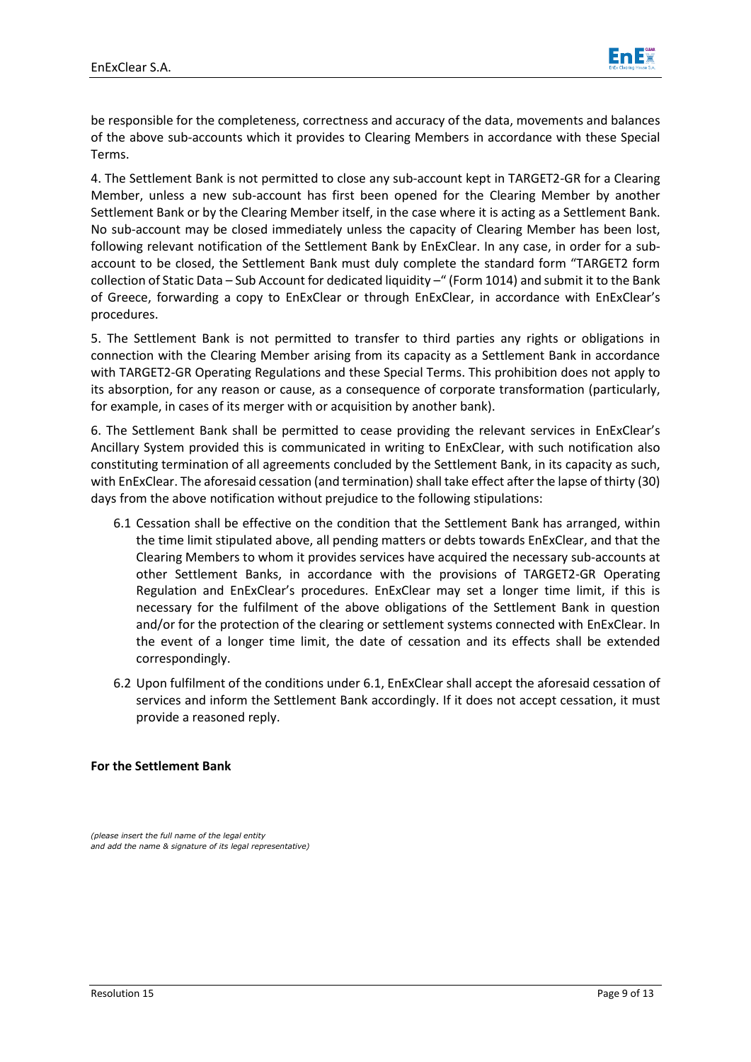be responsible for the completeness, correctness and accuracy of the data, movements and balances of the above sub-accounts which it provides to Clearing Members in accordance with these Special Terms.

4. The Settlement Bank is not permitted to close any sub-account kept in TARGET2-GR for a Clearing Member, unless a new sub-account has first been opened for the Clearing Member by another Settlement Bank or by the Clearing Member itself, in the case where it is acting as a Settlement Bank. No sub-account may be closed immediately unless the capacity of Clearing Member has been lost, following relevant notification of the Settlement Bank by EnExClear. In any case, in order for a sub-account to be closed, the Settlement Bank must duly complete the standard form "TARGET2 form collection of Static Data – Sub Account for dedicated liquidity –" (Form 1014) and submit it to the Bank of Greece, forwarding a copy to EnExClear or through EnExClear, in accordance with EnExClear's procedures.

5. The Settlement Bank is not permitted to transfer to third parties any rights or obligations in connection with the Clearing Member arising from its capacity as a Settlement Bank in accordance with TARGET2-GR Operating Regulations and these Special Terms. This prohibition does not apply to its absorption, for any reason or cause, as a consequence of corporate transformation (particularly, for example, in cases of its merger with or acquisition by another bank).

6. The Settlement Bank shall be permitted to cease providing the relevant services in EnExClear's Ancillary System provided this is communicated in writing to EnExClear, with such notification also constituting termination of all agreements concluded by the Settlement Bank, in its capacity as such, with EnExClear. The aforesaid cessation (and termination) shall take effect after the lapse of thirty (30) days from the above notification without prejudice to the following stipulations:

6.1 Cessation shall be effective on the condition that the Settlement Bank has arranged, within the time limit stipulated above, all pending matters or debts towards EnExClear, and that the Clearing Members to whom it provides services have acquired the necessary sub-accounts at other Settlement Banks, in accordance with the provisions of TARGET2-GR Operating Regulation and EnExClear's procedures. EnExClear may set a longer time limit, if this is necessary for the fulfilment of the above obligations of the Settlement Bank in question and/or for the protection of the clearing or settlement systems connected with EnExClear. In the event of a longer time limit, the date of cessation and its effects shall be extended correspondingly.

6.2 Upon fulfilment of the conditions under 6.1, EnExClear shall accept the aforesaid cessation of services and inform the Settlement Bank accordingly. If it does not accept cessation, it must provide a reasoned reply.

**For the Settlement Bank**

*(please insert the full name of the legal entity and add the name & signature of its legal representative)*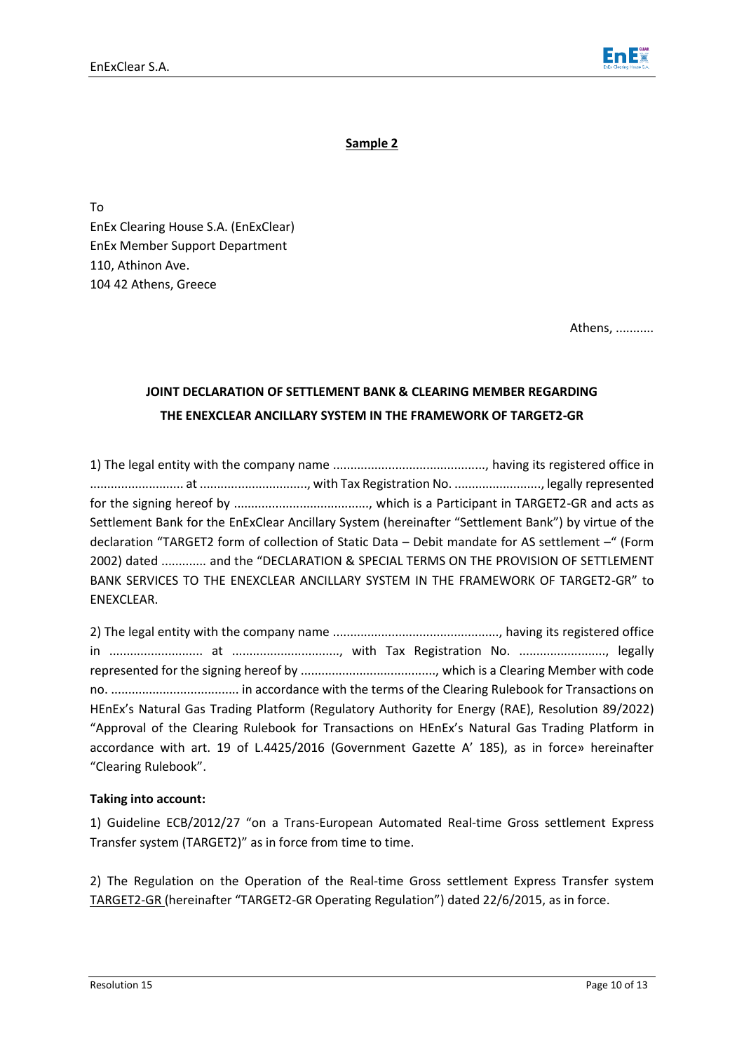**Sample 2**

To  
EnEx Clearing House S.A. (EnExClear)  
EnEx Member Support Department  
110, Athinon Ave.  
104 42 Athens, Greece

Athens, ...........

**JOINT DECLARATION OF SETTLEMENT BANK & CLEARING MEMBER REGARDING THE ENEXCLEAR ANCILLARY SYSTEM IN THE FRAMEWORK OF TARGET2-GR**

1) The legal entity with the company name ..........................................., having its registered office in .......................... at .............................., with Tax Registration No. ........................., legally represented for the signing hereof by ......................................, which is a Participant in TARGET2-GR and acts as Settlement Bank for the EnExClear Ancillary System (hereinafter "Settlement Bank") by virtue of the declaration "TARGET2 form of collection of Static Data – Debit mandate for AS settlement –" (Form 2002) dated ............ and the "DECLARATION & SPECIAL TERMS ON THE PROVISION OF SETTLEMENT BANK SERVICES TO THE ENEXCLEAR ANCILLARY SYSTEM IN THE FRAMEWORK OF TARGET2-GR" to ENEXCLEAR.

2) The legal entity with the company name ..............................................., having its registered office in .......................... at .............................., with Tax Registration No. ........................, legally represented for the signing hereof by ......................................, which is a Clearing Member with code no. .................................... in accordance with the terms of the Clearing Rulebook for Transactions on HEnEx's Natural Gas Trading Platform (Regulatory Authority for Energy (RAE), Resolution 89/2022) "Approval of the Clearing Rulebook for Transactions on HEnEx's Natural Gas Trading Platform in accordance with art. 19 of L.4425/2016 (Government Gazette A' 185), as in force» hereinafter "Clearing Rulebook".

**Taking into account:**

1) Guideline ECB/2012/27 "on a Trans-European Automated Real-time Gross settlement Express Transfer system (TARGET2)" as in force from time to time.

2) The Regulation on the Operation of the Real-time Gross settlement Express Transfer system TARGET2-GR (hereinafter "TARGET2-GR Operating Regulation") dated 22/6/2015, as in force.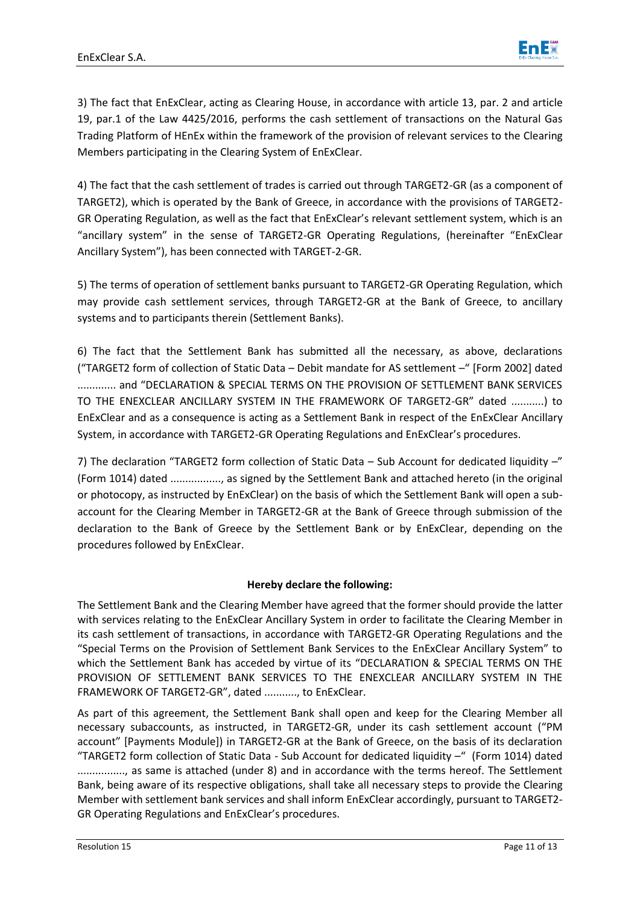3) The fact that EnExClear, acting as Clearing House, in accordance with article 13, par. 2 and article 19, par.1 of the Law 4425/2016, performs the cash settlement of transactions on the Natural Gas Trading Platform of HEnEx within the framework of the provision of relevant services to the Clearing Members participating in the Clearing System of EnExClear.

4) The fact that the cash settlement of trades is carried out through TARGET2-GR (as a component of TARGET2), which is operated by the Bank of Greece, in accordance with the provisions of TARGET2-GR Operating Regulation, as well as the fact that EnExClear's relevant settlement system, which is an "ancillary system" in the sense of TARGET2-GR Operating Regulations, (hereinafter "EnExClear Ancillary System"), has been connected with TARGET-2-GR.

5) The terms of operation of settlement banks pursuant to TARGET2-GR Operating Regulation, which may provide cash settlement services, through TARGET2-GR at the Bank of Greece, to ancillary systems and to participants therein (Settlement Banks).

6) The fact that the Settlement Bank has submitted all the necessary, as above, declarations ("TARGET2 form of collection of Static Data – Debit mandate for AS settlement –" [Form 2002] dated ............. and "DECLARATION & SPECIAL TERMS ON THE PROVISION OF SETTLEMENT BANK SERVICES TO THE ENEXCLEAR ANCILLARY SYSTEM IN THE FRAMEWORK OF TARGET2-GR" dated ...........) to EnExClear and as a consequence is acting as a Settlement Bank in respect of the EnExClear Ancillary System, in accordance with TARGET2-GR Operating Regulations and EnExClear's procedures.

7) The declaration "TARGET2 form collection of Static Data – Sub Account for dedicated liquidity –" (Form 1014) dated ................., as signed by the Settlement Bank and attached hereto (in the original or photocopy, as instructed by EnExClear) on the basis of which the Settlement Bank will open a sub-account for the Clearing Member in TARGET2-GR at the Bank of Greece through submission of the declaration to the Bank of Greece by the Settlement Bank or by EnExClear, depending on the procedures followed by EnExClear.

**Hereby declare the following:**

The Settlement Bank and the Clearing Member have agreed that the former should provide the latter with services relating to the EnExClear Ancillary System in order to facilitate the Clearing Member in its cash settlement of transactions, in accordance with TARGET2-GR Operating Regulations and the "Special Terms on the Provision of Settlement Bank Services to the EnExClear Ancillary System" to which the Settlement Bank has acceded by virtue of its "DECLARATION & SPECIAL TERMS ON THE PROVISION OF SETTLEMENT BANK SERVICES TO THE ENEXCLEAR ANCILLARY SYSTEM IN THE FRAMEWORK OF TARGET2-GR", dated ..........., to EnExClear.

As part of this agreement, the Settlement Bank shall open and keep for the Clearing Member all necessary subaccounts, as instructed, in TARGET2-GR, under its cash settlement account ("PM account" [Payments Module]) in TARGET2-GR at the Bank of Greece, on the basis of its declaration "TARGET2 form collection of Static Data - Sub Account for dedicated liquidity –" (Form 1014) dated ................, as same is attached (under 8) and in accordance with the terms hereof. The Settlement Bank, being aware of its respective obligations, shall take all necessary steps to provide the Clearing Member with settlement bank services and shall inform EnExClear accordingly, pursuant to TARGET2-GR Operating Regulations and EnExClear's procedures.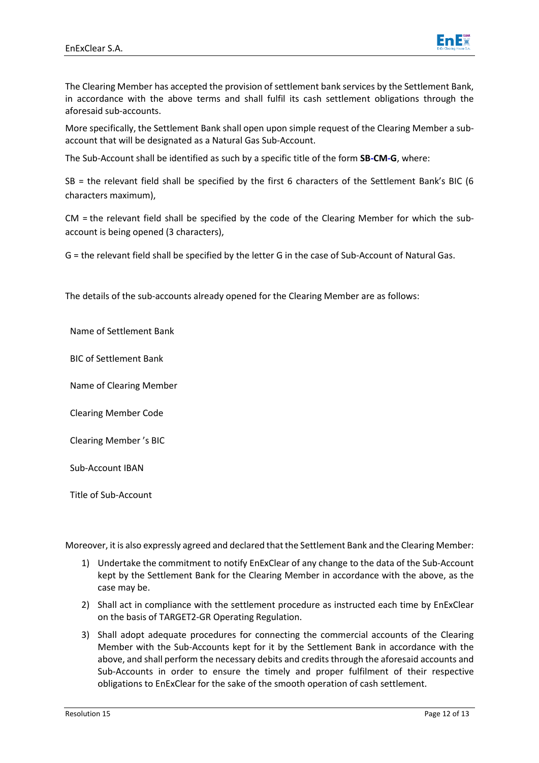The Clearing Member has accepted the provision of settlement bank services by the Settlement Bank, in accordance with the above terms and shall fulfil its cash settlement obligations through the aforesaid sub-accounts.

More specifically, the Settlement Bank shall open upon simple request of the Clearing Member a sub-account that will be designated as a Natural Gas Sub-Account.

The Sub-Account shall be identified as such by a specific title of the form **SB-CM-G**, where:

SB = the relevant field shall be specified by the first 6 characters of the Settlement Bank's BIC (6 characters maximum),

CM = the relevant field shall be specified by the code of the Clearing Member for which the sub-account is being opened (3 characters),

G = the relevant field shall be specified by the letter G in the case of Sub-Account of Natural Gas.

The details of the sub-accounts already opened for the Clearing Member are as follows:

| | |
|---|---|
| Name of Settlement Bank | |
| BIC of Settlement Bank | |
| Name of Clearing Member | |
| Clearing Member Code | |
| Clearing Member 's BIC | |
| Sub-Account IBAN | |
| Title of Sub-Account | |

Moreover, it is also expressly agreed and declared that the Settlement Bank and the Clearing Member:

1) Undertake the commitment to notify EnExClear of any change to the data of the Sub-Account kept by the Settlement Bank for the Clearing Member in accordance with the above, as the case may be.
2) Shall act in compliance with the settlement procedure as instructed each time by EnExClear on the basis of TARGET2-GR Operating Regulation.
3) Shall adopt adequate procedures for connecting the commercial accounts of the Clearing Member with the Sub-Accounts kept for it by the Settlement Bank in accordance with the above, and shall perform the necessary debits and credits through the aforesaid accounts and Sub-Accounts in order to ensure the timely and proper fulfilment of their respective obligations to EnExClear for the sake of the smooth operation of cash settlement.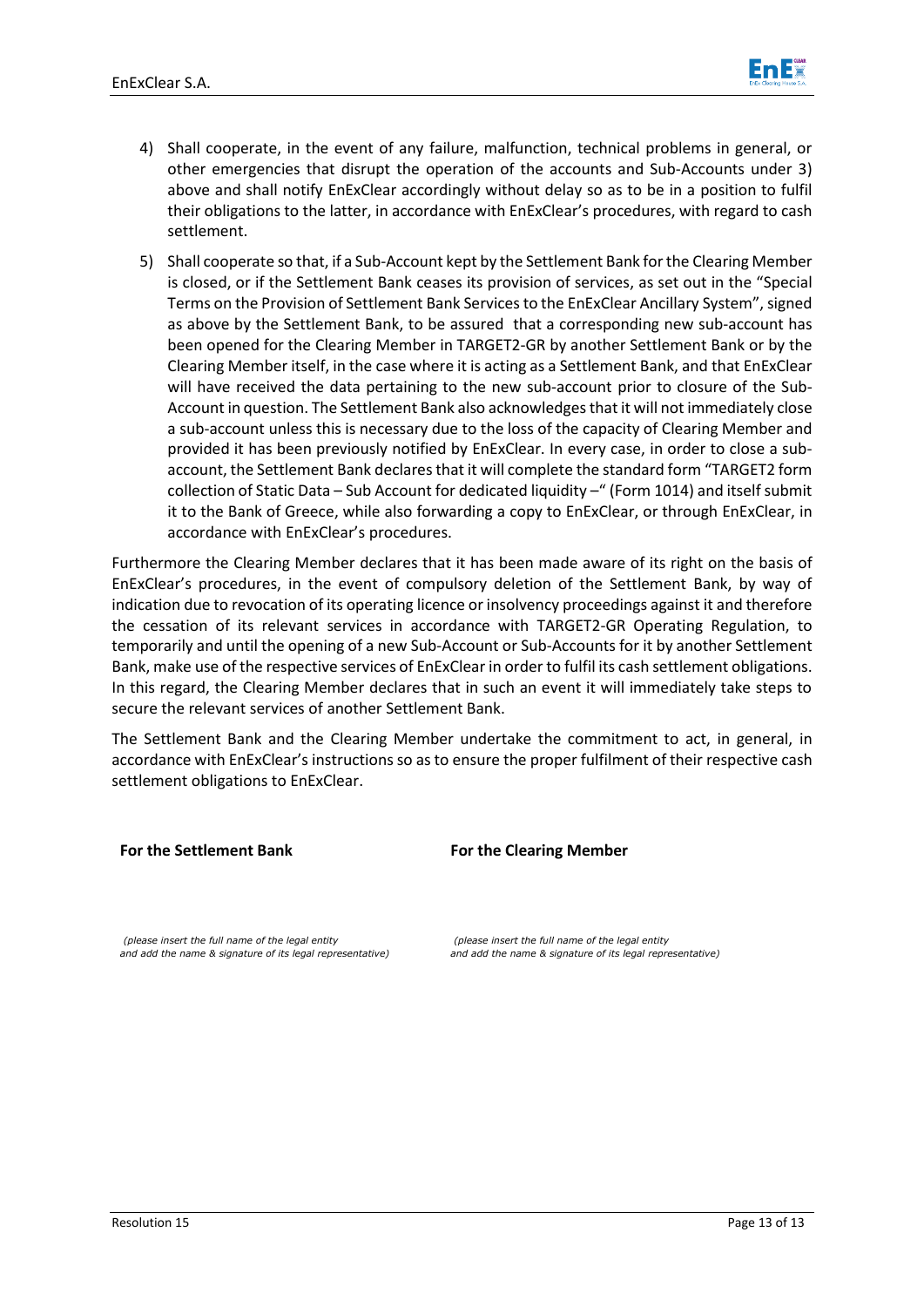4) Shall cooperate, in the event of any failure, malfunction, technical problems in general, or other emergencies that disrupt the operation of the accounts and Sub-Accounts under 3) above and shall notify EnExClear accordingly without delay so as to be in a position to fulfil their obligations to the latter, in accordance with EnExClear's procedures, with regard to cash settlement.

5) Shall cooperate so that, if a Sub-Account kept by the Settlement Bank for the Clearing Member is closed, or if the Settlement Bank ceases its provision of services, as set out in the "Special Terms on the Provision of Settlement Bank Services to the EnExClear Ancillary System", signed as above by the Settlement Bank, to be assured that a corresponding new sub-account has been opened for the Clearing Member in TARGET2-GR by another Settlement Bank or by the Clearing Member itself, in the case where it is acting as a Settlement Bank, and that EnExClear will have received the data pertaining to the new sub-account prior to closure of the Sub-Account in question. The Settlement Bank also acknowledges that it will not immediately close a sub-account unless this is necessary due to the loss of the capacity of Clearing Member and provided it has been previously notified by EnExClear. In every case, in order to close a sub-account, the Settlement Bank declares that it will complete the standard form "TARGET2 form collection of Static Data – Sub Account for dedicated liquidity –" (Form 1014) and itself submit it to the Bank of Greece, while also forwarding a copy to EnExClear, or through EnExClear, in accordance with EnExClear's procedures.

Furthermore the Clearing Member declares that it has been made aware of its right on the basis of EnExClear's procedures, in the event of compulsory deletion of the Settlement Bank, by way of indication due to revocation of its operating licence or insolvency proceedings against it and therefore the cessation of its relevant services in accordance with TARGET2-GR Operating Regulation, to temporarily and until the opening of a new Sub-Account or Sub-Accounts for it by another Settlement Bank, make use of the respective services of EnExClear in order to fulfil its cash settlement obligations. In this regard, the Clearing Member declares that in such an event it will immediately take steps to secure the relevant services of another Settlement Bank.

The Settlement Bank and the Clearing Member undertake the commitment to act, in general, in accordance with EnExClear's instructions so as to ensure the proper fulfilment of their respective cash settlement obligations to EnExClear.

| **For the Settlement Bank** | **For the Clearing Member** |
|---|---|
| *(please insert the full name of the legal entity and add the name & signature of its legal representative)* | *(please insert the full name of the legal entity and add the name & signature of its legal representative)* |